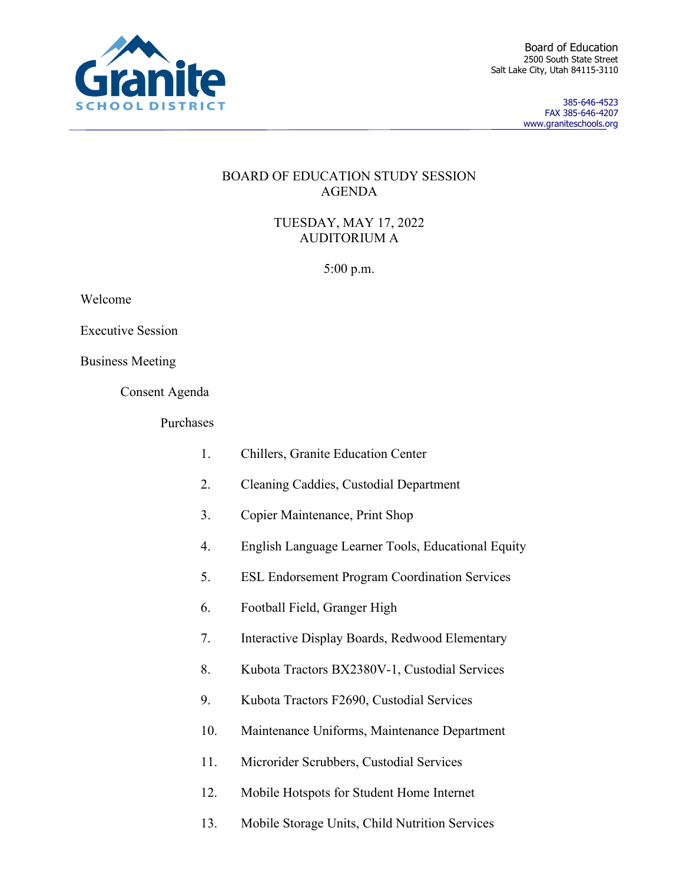Granite SCHOOL DISTRICT

Board of Education
2500 South State Street
Salt Lake City, Utah 84115-3110

385-646-4523
FAX 385-646-4207
www.graniteschools.org

# BOARD OF EDUCATION STUDY SESSION AGENDA

TUESDAY, MAY 17, 2022
AUDITORIUM A

5:00 p.m.

Welcome

Executive Session

Business Meeting

Consent Agenda

Purchases

1. Chillers, Granite Education Center
2. Cleaning Caddies, Custodial Department
3. Copier Maintenance, Print Shop
4. English Language Learner Tools, Educational Equity
5. ESL Endorsement Program Coordination Services
6. Football Field, Granger High
7. Interactive Display Boards, Redwood Elementary
8. Kubota Tractors BX2380V-1, Custodial Services
9. Kubota Tractors F2690, Custodial Services
10. Maintenance Uniforms, Maintenance Department
11. Microrider Scrubbers, Custodial Services
12. Mobile Hotspots for Student Home Internet
13. Mobile Storage Units, Child Nutrition Services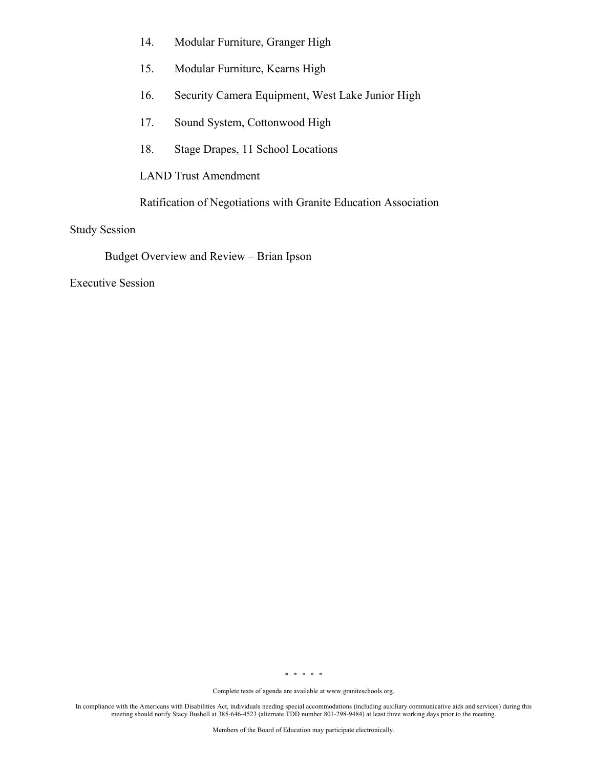14. Modular Furniture, Granger High

15. Modular Furniture, Kearns High

16. Security Camera Equipment, West Lake Junior High

17. Sound System, Cottonwood High

18. Stage Drapes, 11 School Locations

LAND Trust Amendment

Ratification of Negotiations with Granite Education Association

Study Session

Budget Overview and Review – Brian Ipson

Executive Session

\* \* \* \* \*

Complete texts of agenda are available at www.graniteschools.org.

In compliance with the Americans with Disabilities Act, individuals needing special accommodations (including auxiliary communicative aids and services) during this meeting should notify Stacy Bushell at 385-646-4523 (alternate TDD number 801-298-9484) at least three working days prior to the meeting.

Members of the Board of Education may participate electronically.